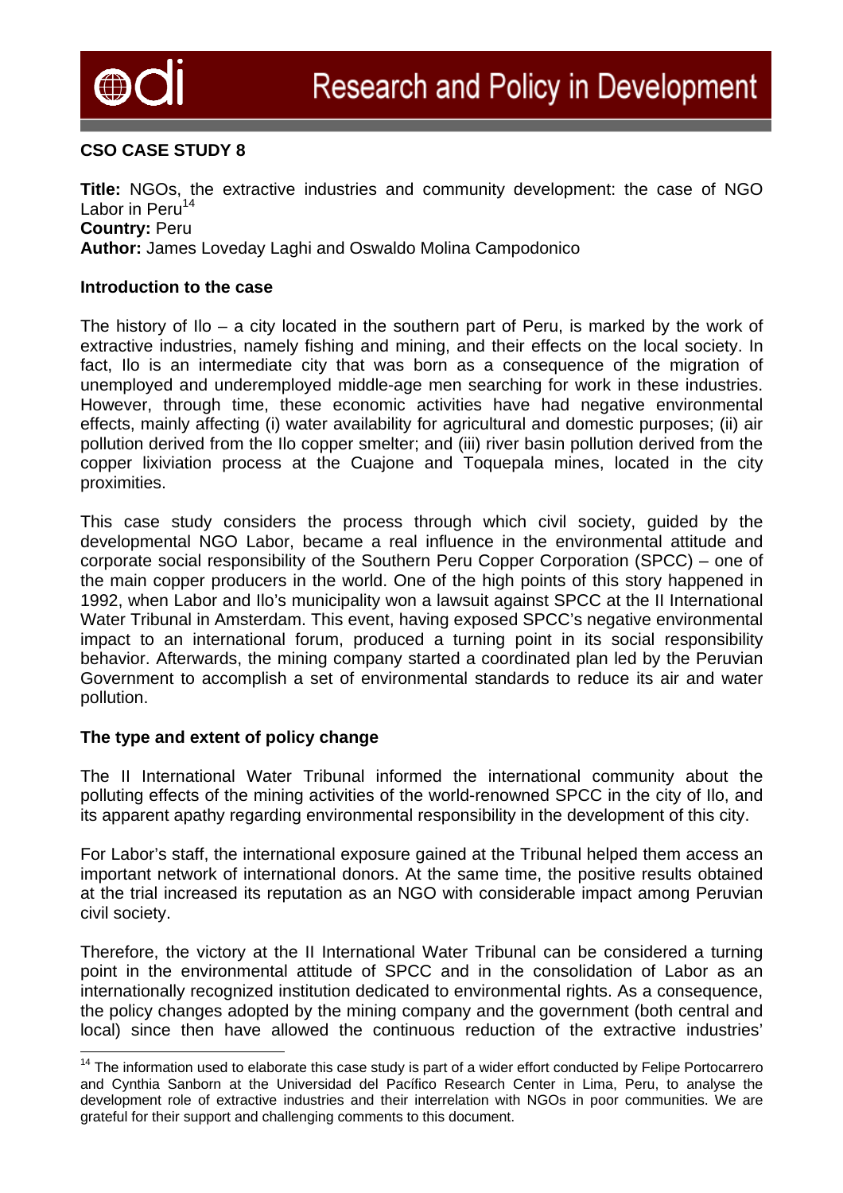**CSO CASE STUDY 8**

**Title:** NGOs, the extractive industries and community development: the case of NGO Labor in Peru[14]
**Country:** Peru
**Author:** James Loveday Laghi and Oswaldo Molina Campodonico

**Introduction to the case**

The history of Ilo – a city located in the southern part of Peru, is marked by the work of extractive industries, namely fishing and mining, and their effects on the local society. In fact, Ilo is an intermediate city that was born as a consequence of the migration of unemployed and underemployed middle-age men searching for work in these industries. However, through time, these economic activities have had negative environmental effects, mainly affecting (i) water availability for agricultural and domestic purposes; (ii) air pollution derived from the Ilo copper smelter; and (iii) river basin pollution derived from the copper lixiviation process at the Cuajone and Toquepala mines, located in the city proximities.

This case study considers the process through which civil society, guided by the developmental NGO Labor, became a real influence in the environmental attitude and corporate social responsibility of the Southern Peru Copper Corporation (SPCC) – one of the main copper producers in the world. One of the high points of this story happened in 1992, when Labor and Ilo's municipality won a lawsuit against SPCC at the II International Water Tribunal in Amsterdam. This event, having exposed SPCC's negative environmental impact to an international forum, produced a turning point in its social responsibility behavior. Afterwards, the mining company started a coordinated plan led by the Peruvian Government to accomplish a set of environmental standards to reduce its air and water pollution.

**The type and extent of policy change**

The II International Water Tribunal informed the international community about the polluting effects of the mining activities of the world-renowned SPCC in the city of Ilo, and its apparent apathy regarding environmental responsibility in the development of this city.

For Labor's staff, the international exposure gained at the Tribunal helped them access an important network of international donors. At the same time, the positive results obtained at the trial increased its reputation as an NGO with considerable impact among Peruvian civil society.

Therefore, the victory at the II International Water Tribunal can be considered a turning point in the environmental attitude of SPCC and in the consolidation of Labor as an internationally recognized institution dedicated to environmental rights. As a consequence, the policy changes adopted by the mining company and the government (both central and local) since then have allowed the continuous reduction of the extractive industries'

---

[14] The information used to elaborate this case study is part of a wider effort conducted by Felipe Portocarrero and Cynthia Sanborn at the Universidad del Pacífico Research Center in Lima, Peru, to analyse the development role of extractive industries and their interrelation with NGOs in poor communities. We are grateful for their support and challenging comments to this document.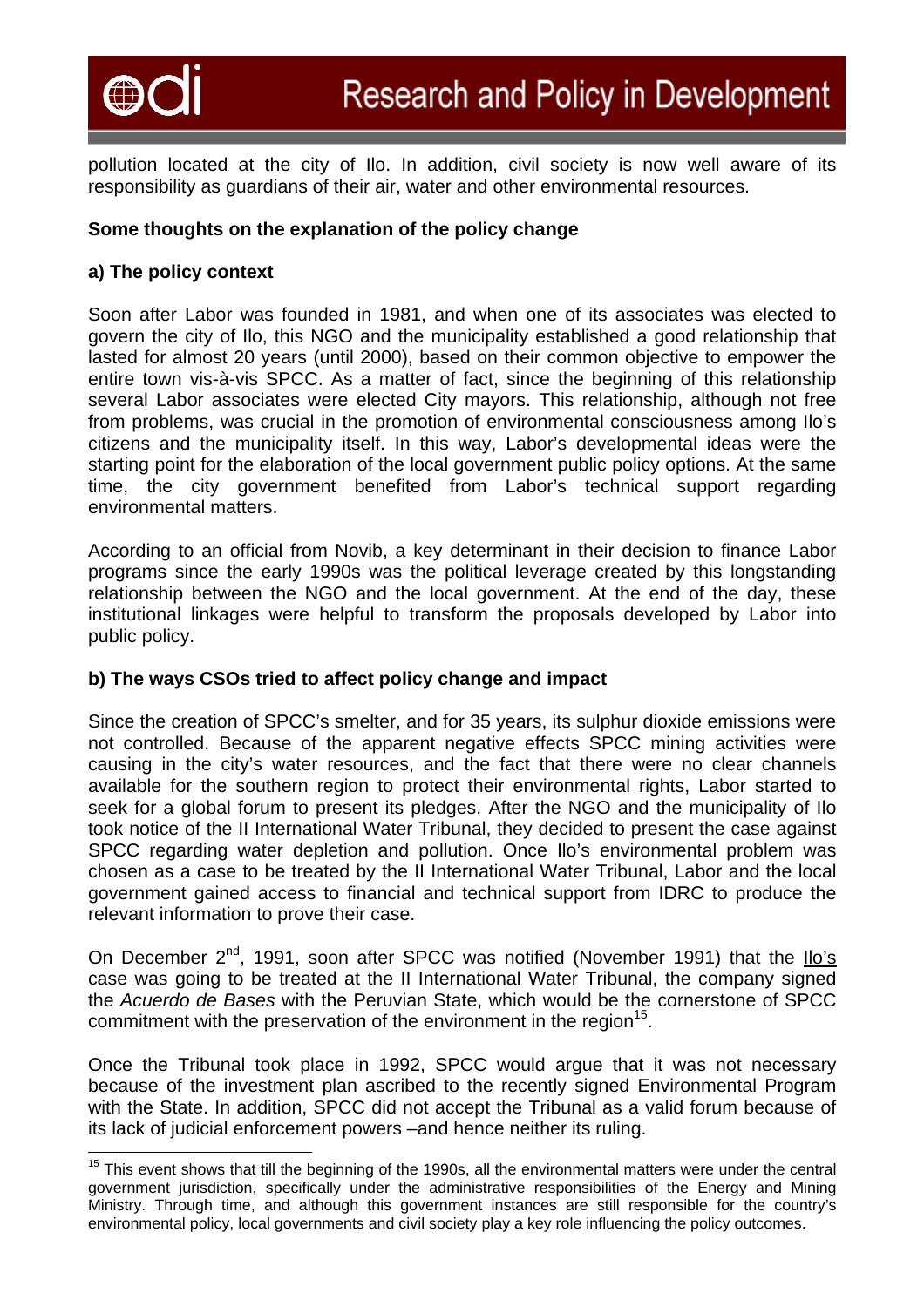pollution located at the city of Ilo. In addition, civil society is now well aware of its responsibility as guardians of their air, water and other environmental resources.

**Some thoughts on the explanation of the policy change**

**a) The policy context**

Soon after Labor was founded in 1981, and when one of its associates was elected to govern the city of Ilo, this NGO and the municipality established a good relationship that lasted for almost 20 years (until 2000), based on their common objective to empower the entire town vis-à-vis SPCC. As a matter of fact, since the beginning of this relationship several Labor associates were elected City mayors. This relationship, although not free from problems, was crucial in the promotion of environmental consciousness among Ilo's citizens and the municipality itself. In this way, Labor's developmental ideas were the starting point for the elaboration of the local government public policy options. At the same time, the city government benefited from Labor's technical support regarding environmental matters.

According to an official from Novib, a key determinant in their decision to finance Labor programs since the early 1990s was the political leverage created by this longstanding relationship between the NGO and the local government. At the end of the day, these institutional linkages were helpful to transform the proposals developed by Labor into public policy.

**b) The ways CSOs tried to affect policy change and impact**

Since the creation of SPCC's smelter, and for 35 years, its sulphur dioxide emissions were not controlled. Because of the apparent negative effects SPCC mining activities were causing in the city's water resources, and the fact that there were no clear channels available for the southern region to protect their environmental rights, Labor started to seek for a global forum to present its pledges. After the NGO and the municipality of Ilo took notice of the II International Water Tribunal, they decided to present the case against SPCC regarding water depletion and pollution. Once Ilo's environmental problem was chosen as a case to be treated by the II International Water Tribunal, Labor and the local government gained access to financial and technical support from IDRC to produce the relevant information to prove their case.

On December 2nd, 1991, soon after SPCC was notified (November 1991) that the Ilo's case was going to be treated at the II International Water Tribunal, the company signed the *Acuerdo de Bases* with the Peruvian State, which would be the cornerstone of SPCC commitment with the preservation of the environment in the region[15].

Once the Tribunal took place in 1992, SPCC would argue that it was not necessary because of the investment plan ascribed to the recently signed Environmental Program with the State. In addition, SPCC did not accept the Tribunal as a valid forum because of its lack of judicial enforcement powers –and hence neither its ruling.

---

[15] This event shows that till the beginning of the 1990s, all the environmental matters were under the central government jurisdiction, specifically under the administrative responsibilities of the Energy and Mining Ministry. Through time, and although this government instances are still responsible for the country's environmental policy, local governments and civil society play a key role influencing the policy outcomes.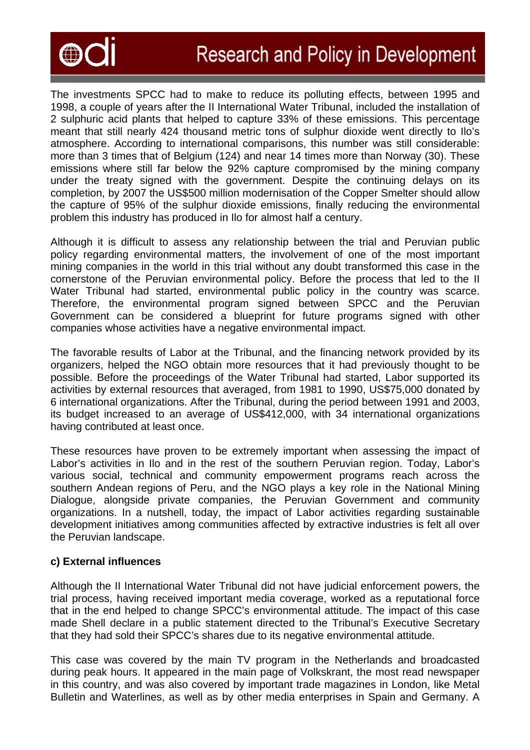The investments SPCC had to make to reduce its polluting effects, between 1995 and 1998, a couple of years after the II International Water Tribunal, included the installation of 2 sulphuric acid plants that helped to capture 33% of these emissions. This percentage meant that still nearly 424 thousand metric tons of sulphur dioxide went directly to Ilo's atmosphere. According to international comparisons, this number was still considerable: more than 3 times that of Belgium (124) and near 14 times more than Norway (30). These emissions where still far below the 92% capture compromised by the mining company under the treaty signed with the government. Despite the continuing delays on its completion, by 2007 the US$500 million modernisation of the Copper Smelter should allow the capture of 95% of the sulphur dioxide emissions, finally reducing the environmental problem this industry has produced in Ilo for almost half a century.

Although it is difficult to assess any relationship between the trial and Peruvian public policy regarding environmental matters, the involvement of one of the most important mining companies in the world in this trial without any doubt transformed this case in the cornerstone of the Peruvian environmental policy. Before the process that led to the II Water Tribunal had started, environmental public policy in the country was scarce. Therefore, the environmental program signed between SPCC and the Peruvian Government can be considered a blueprint for future programs signed with other companies whose activities have a negative environmental impact.

The favorable results of Labor at the Tribunal, and the financing network provided by its organizers, helped the NGO obtain more resources that it had previously thought to be possible. Before the proceedings of the Water Tribunal had started, Labor supported its activities by external resources that averaged, from 1981 to 1990, US$75,000 donated by 6 international organizations. After the Tribunal, during the period between 1991 and 2003, its budget increased to an average of US$412,000, with 34 international organizations having contributed at least once.

These resources have proven to be extremely important when assessing the impact of Labor's activities in Ilo and in the rest of the southern Peruvian region. Today, Labor's various social, technical and community empowerment programs reach across the southern Andean regions of Peru, and the NGO plays a key role in the National Mining Dialogue, alongside private companies, the Peruvian Government and community organizations. In a nutshell, today, the impact of Labor activities regarding sustainable development initiatives among communities affected by extractive industries is felt all over the Peruvian landscape.

**c) External influences**

Although the II International Water Tribunal did not have judicial enforcement powers, the trial process, having received important media coverage, worked as a reputational force that in the end helped to change SPCC's environmental attitude. The impact of this case made Shell declare in a public statement directed to the Tribunal's Executive Secretary that they had sold their SPCC's shares due to its negative environmental attitude.

This case was covered by the main TV program in the Netherlands and broadcasted during peak hours. It appeared in the main page of Volkskrant, the most read newspaper in this country, and was also covered by important trade magazines in London, like Metal Bulletin and Waterlines, as well as by other media enterprises in Spain and Germany. A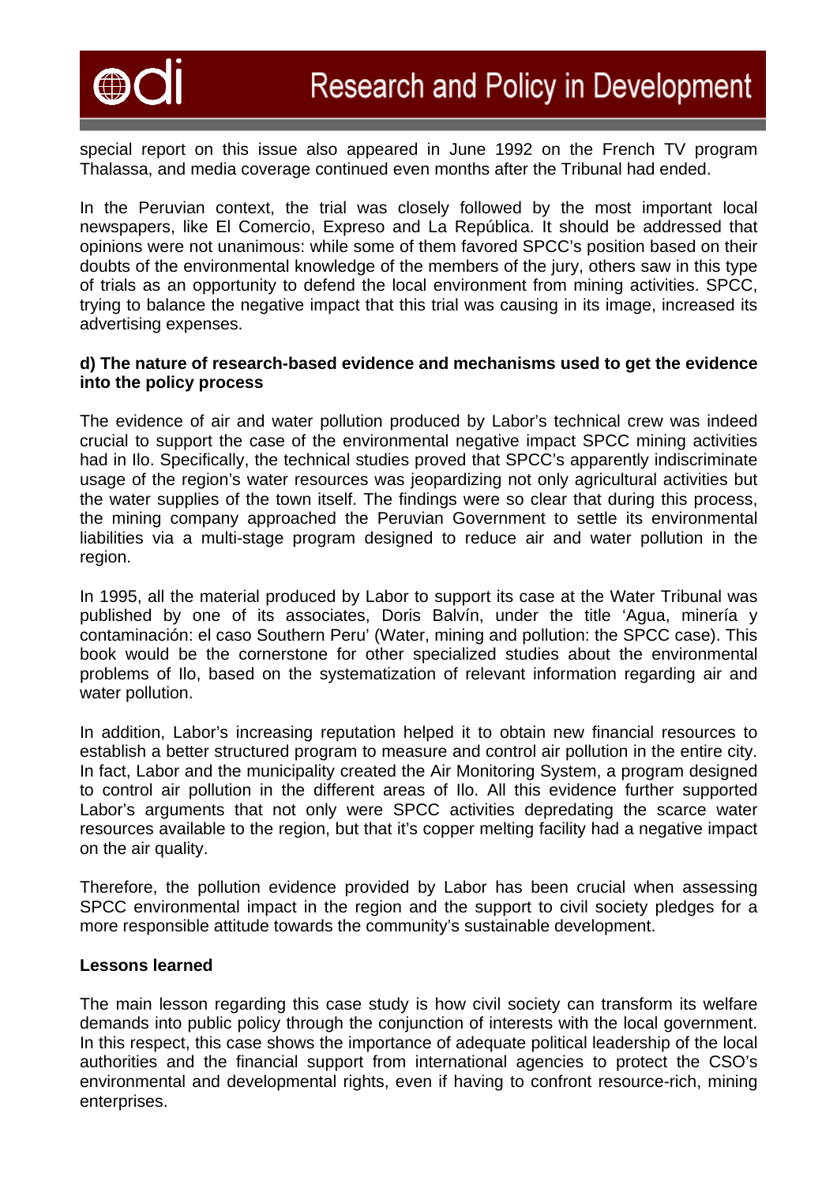special report on this issue also appeared in June 1992 on the French TV program Thalassa, and media coverage continued even months after the Tribunal had ended.

In the Peruvian context, the trial was closely followed by the most important local newspapers, like El Comercio, Expreso and La República. It should be addressed that opinions were not unanimous: while some of them favored SPCC's position based on their doubts of the environmental knowledge of the members of the jury, others saw in this type of trials as an opportunity to defend the local environment from mining activities. SPCC, trying to balance the negative impact that this trial was causing in its image, increased its advertising expenses.

**d) The nature of research-based evidence and mechanisms used to get the evidence into the policy process**

The evidence of air and water pollution produced by Labor's technical crew was indeed crucial to support the case of the environmental negative impact SPCC mining activities had in Ilo. Specifically, the technical studies proved that SPCC's apparently indiscriminate usage of the region's water resources was jeopardizing not only agricultural activities but the water supplies of the town itself. The findings were so clear that during this process, the mining company approached the Peruvian Government to settle its environmental liabilities via a multi-stage program designed to reduce air and water pollution in the region.

In 1995, all the material produced by Labor to support its case at the Water Tribunal was published by one of its associates, Doris Balvín, under the title 'Agua, minería y contaminación: el caso Southern Peru' (Water, mining and pollution: the SPCC case). This book would be the cornerstone for other specialized studies about the environmental problems of Ilo, based on the systematization of relevant information regarding air and water pollution.

In addition, Labor's increasing reputation helped it to obtain new financial resources to establish a better structured program to measure and control air pollution in the entire city. In fact, Labor and the municipality created the Air Monitoring System, a program designed to control air pollution in the different areas of Ilo. All this evidence further supported Labor's arguments that not only were SPCC activities depredating the scarce water resources available to the region, but that it's copper melting facility had a negative impact on the air quality.

Therefore, the pollution evidence provided by Labor has been crucial when assessing SPCC environmental impact in the region and the support to civil society pledges for a more responsible attitude towards the community's sustainable development.

**Lessons learned**

The main lesson regarding this case study is how civil society can transform its welfare demands into public policy through the conjunction of interests with the local government. In this respect, this case shows the importance of adequate political leadership of the local authorities and the financial support from international agencies to protect the CSO's environmental and developmental rights, even if having to confront resource-rich, mining enterprises.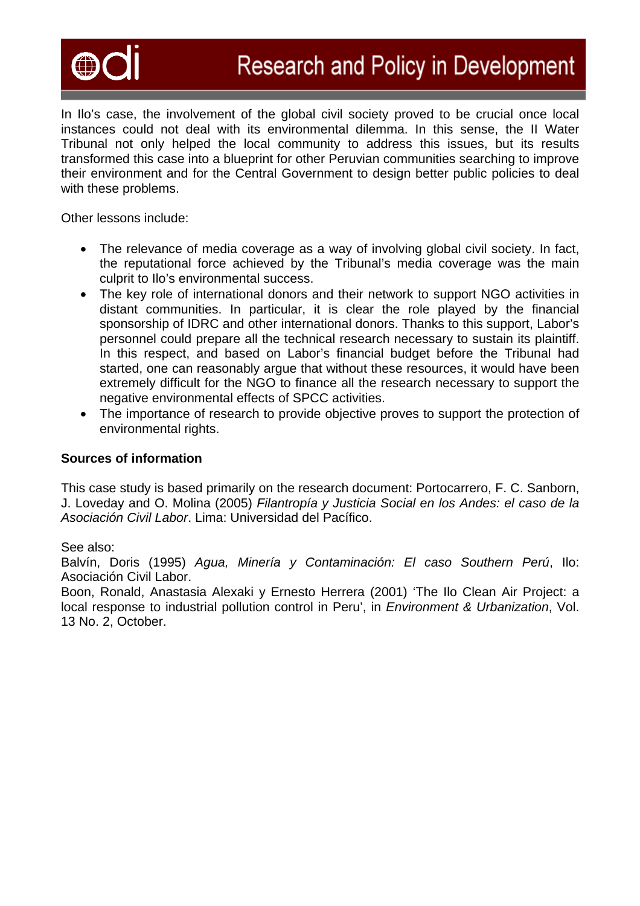In Ilo's case, the involvement of the global civil society proved to be crucial once local instances could not deal with its environmental dilemma. In this sense, the II Water Tribunal not only helped the local community to address this issues, but its results transformed this case into a blueprint for other Peruvian communities searching to improve their environment and for the Central Government to design better public policies to deal with these problems.

Other lessons include:

- The relevance of media coverage as a way of involving global civil society. In fact, the reputational force achieved by the Tribunal's media coverage was the main culprit to Ilo's environmental success.
- The key role of international donors and their network to support NGO activities in distant communities. In particular, it is clear the role played by the financial sponsorship of IDRC and other international donors. Thanks to this support, Labor's personnel could prepare all the technical research necessary to sustain its plaintiff. In this respect, and based on Labor's financial budget before the Tribunal had started, one can reasonably argue that without these resources, it would have been extremely difficult for the NGO to finance all the research necessary to support the negative environmental effects of SPCC activities.
- The importance of research to provide objective proves to support the protection of environmental rights.

**Sources of information**

This case study is based primarily on the research document: Portocarrero, F. C. Sanborn, J. Loveday and O. Molina (2005) *Filantropía y Justicia Social en los Andes: el caso de la Asociación Civil Labor*. Lima: Universidad del Pacífico.

See also:
Balvín, Doris (1995) *Agua, Minería y Contaminación: El caso Southern Perú*, Ilo: Asociación Civil Labor.
Boon, Ronald, Anastasia Alexaki y Ernesto Herrera (2001) 'The Ilo Clean Air Project: a local response to industrial pollution control in Peru', in *Environment & Urbanization*, Vol. 13 No. 2, October.